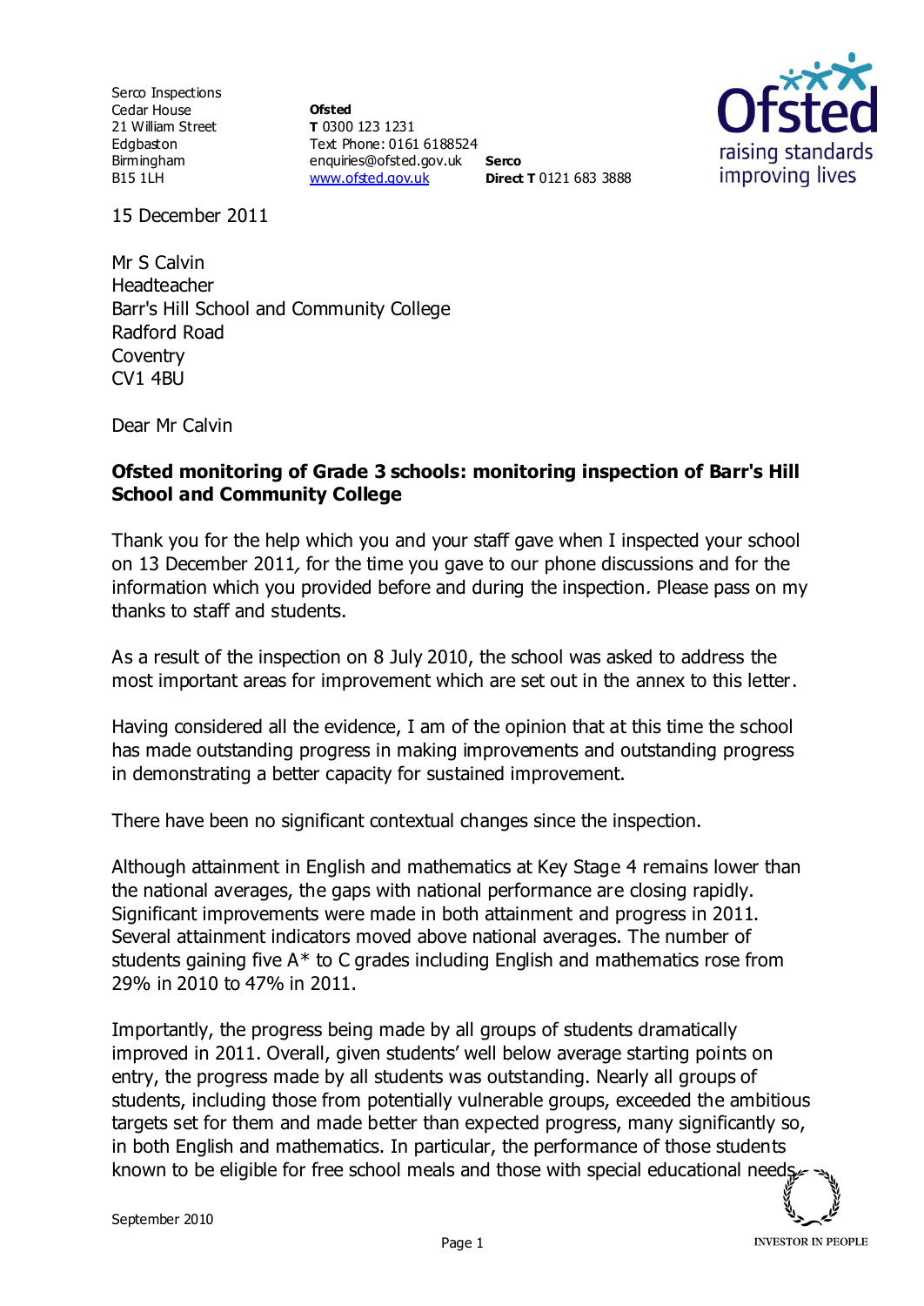Serco Inspections
Cedar House
21 William Street
Edgbaston
Birmingham
B15 1LH

**Ofsted**
**T** 0300 123 1231
Text Phone: 0161 6188524
enquiries@ofsted.gov.uk
www.ofsted.gov.uk

**Serco**
**Direct T** 0121 683 3888

15 December 2011

Mr S Calvin
Headteacher
Barr's Hill School and Community College
Radford Road
Coventry
CV1 4BU

Dear Mr Calvin

**Ofsted monitoring of Grade 3 schools: monitoring inspection of Barr's Hill School and Community College**

Thank you for the help which you and your staff gave when I inspected your school on 13 December 2011, for the time you gave to our phone discussions and for the information which you provided before and during the inspection. Please pass on my thanks to staff and students.

As a result of the inspection on 8 July 2010, the school was asked to address the most important areas for improvement which are set out in the annex to this letter.

Having considered all the evidence, I am of the opinion that at this time the school has made outstanding progress in making improvements and outstanding progress in demonstrating a better capacity for sustained improvement.

There have been no significant contextual changes since the inspection.

Although attainment in English and mathematics at Key Stage 4 remains lower than the national averages, the gaps with national performance are closing rapidly. Significant improvements were made in both attainment and progress in 2011. Several attainment indicators moved above national averages. The number of students gaining five A* to C grades including English and mathematics rose from 29% in 2010 to 47% in 2011.

Importantly, the progress being made by all groups of students dramatically improved in 2011. Overall, given students' well below average starting points on entry, the progress made by all students was outstanding. Nearly all groups of students, including those from potentially vulnerable groups, exceeded the ambitious targets set for them and made better than expected progress, many significantly so, in both English and mathematics. In particular, the performance of those students known to be eligible for free school meals and those with special educational needs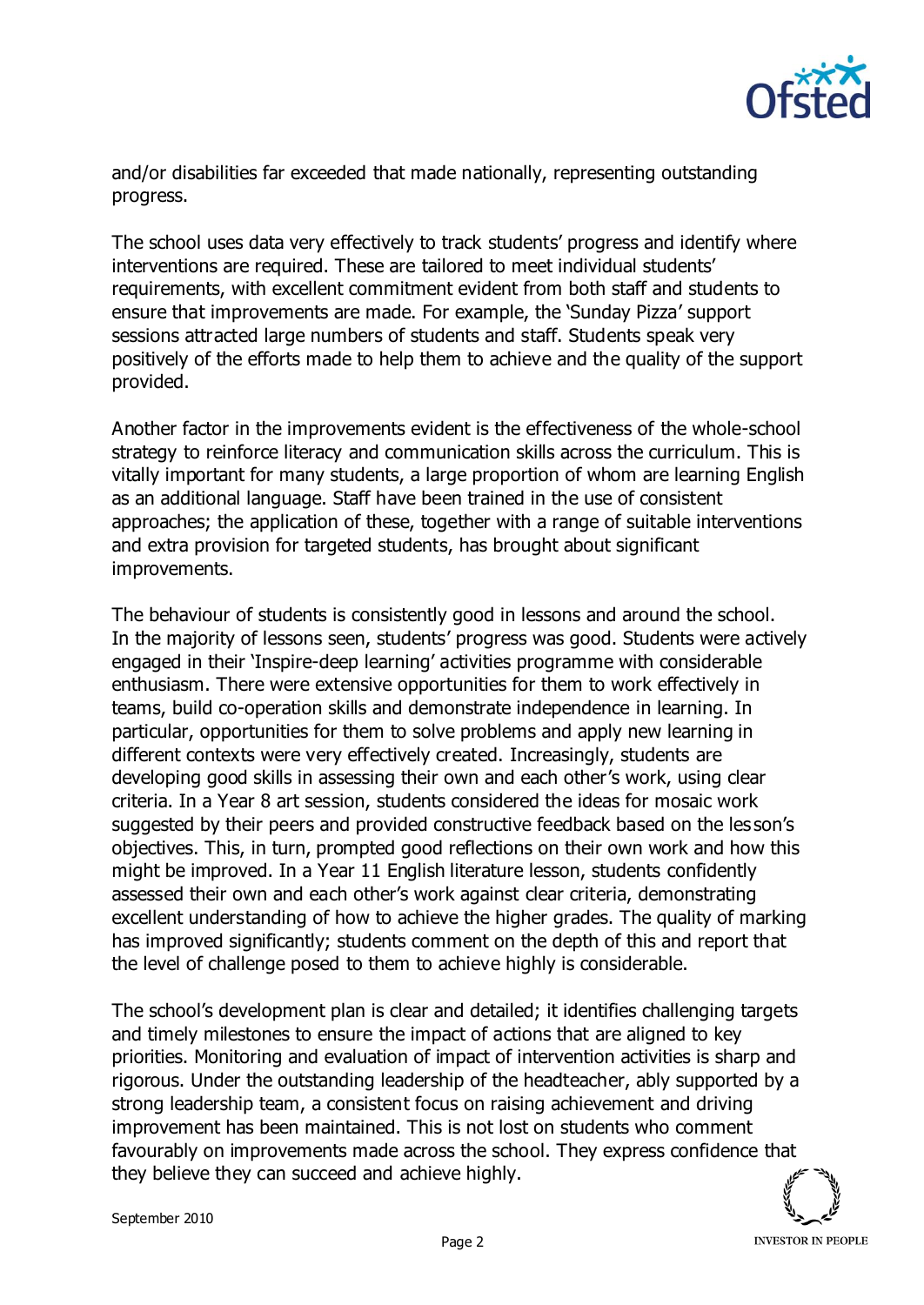and/or disabilities far exceeded that made nationally, representing outstanding progress.

The school uses data very effectively to track students' progress and identify where interventions are required. These are tailored to meet individual students' requirements, with excellent commitment evident from both staff and students to ensure that improvements are made. For example, the 'Sunday Pizza' support sessions attracted large numbers of students and staff. Students speak very positively of the efforts made to help them to achieve and the quality of the support provided.

Another factor in the improvements evident is the effectiveness of the whole-school strategy to reinforce literacy and communication skills across the curriculum. This is vitally important for many students, a large proportion of whom are learning English as an additional language. Staff have been trained in the use of consistent approaches; the application of these, together with a range of suitable interventions and extra provision for targeted students, has brought about significant improvements.

The behaviour of students is consistently good in lessons and around the school. In the majority of lessons seen, students' progress was good. Students were actively engaged in their 'Inspire-deep learning' activities programme with considerable enthusiasm. There were extensive opportunities for them to work effectively in teams, build co-operation skills and demonstrate independence in learning. In particular, opportunities for them to solve problems and apply new learning in different contexts were very effectively created. Increasingly, students are developing good skills in assessing their own and each other's work, using clear criteria. In a Year 8 art session, students considered the ideas for mosaic work suggested by their peers and provided constructive feedback based on the lesson's objectives. This, in turn, prompted good reflections on their own work and how this might be improved. In a Year 11 English literature lesson, students confidently assessed their own and each other's work against clear criteria, demonstrating excellent understanding of how to achieve the higher grades. The quality of marking has improved significantly; students comment on the depth of this and report that the level of challenge posed to them to achieve highly is considerable.

The school's development plan is clear and detailed; it identifies challenging targets and timely milestones to ensure the impact of actions that are aligned to key priorities. Monitoring and evaluation of impact of intervention activities is sharp and rigorous. Under the outstanding leadership of the headteacher, ably supported by a strong leadership team, a consistent focus on raising achievement and driving improvement has been maintained. This is not lost on students who comment favourably on improvements made across the school. They express confidence that they believe they can succeed and achieve highly.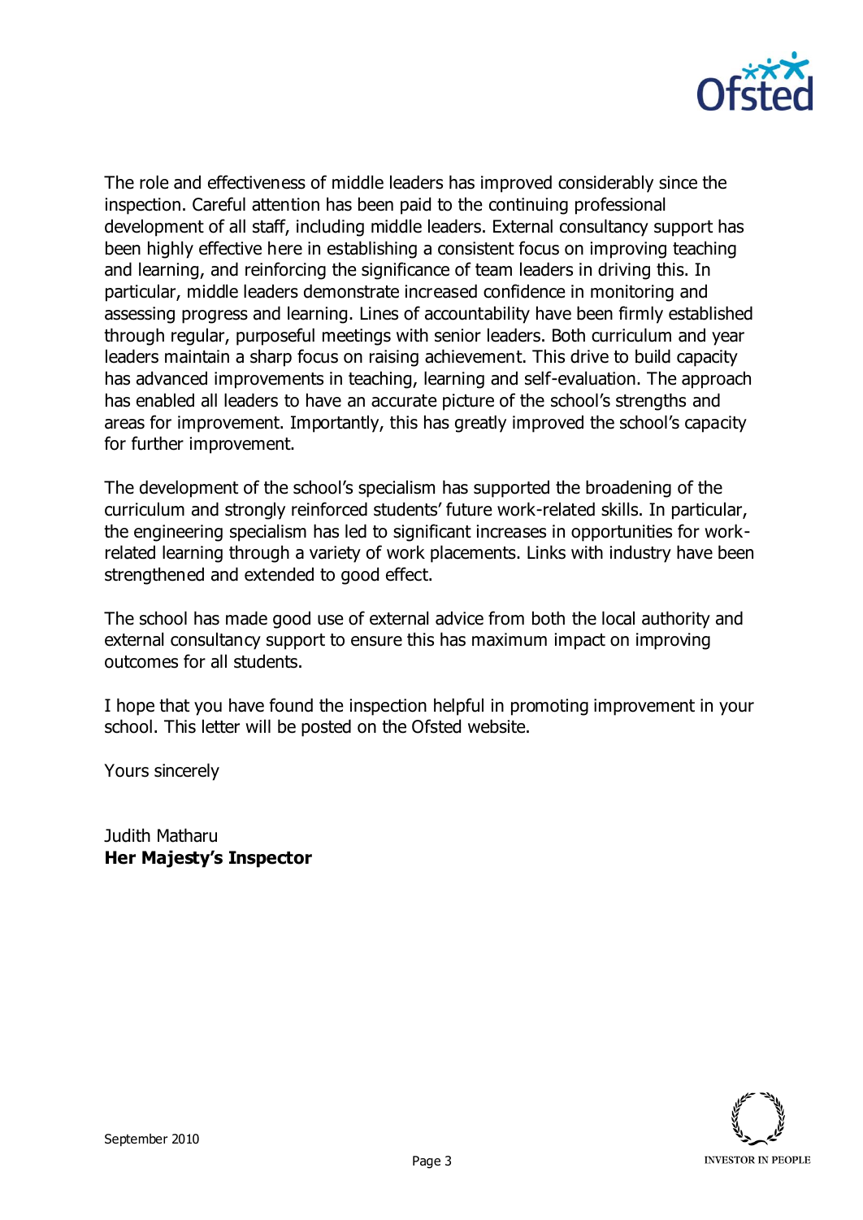The role and effectiveness of middle leaders has improved considerably since the inspection. Careful attention has been paid to the continuing professional development of all staff, including middle leaders. External consultancy support has been highly effective here in establishing a consistent focus on improving teaching and learning, and reinforcing the significance of team leaders in driving this. In particular, middle leaders demonstrate increased confidence in monitoring and assessing progress and learning. Lines of accountability have been firmly established through regular, purposeful meetings with senior leaders. Both curriculum and year leaders maintain a sharp focus on raising achievement. This drive to build capacity has advanced improvements in teaching, learning and self-evaluation. The approach has enabled all leaders to have an accurate picture of the school's strengths and areas for improvement. Importantly, this has greatly improved the school's capacity for further improvement.

The development of the school's specialism has supported the broadening of the curriculum and strongly reinforced students' future work-related skills. In particular, the engineering specialism has led to significant increases in opportunities for work-related learning through a variety of work placements. Links with industry have been strengthened and extended to good effect.

The school has made good use of external advice from both the local authority and external consultancy support to ensure this has maximum impact on improving outcomes for all students.

I hope that you have found the inspection helpful in promoting improvement in your school. This letter will be posted on the Ofsted website.

Yours sincerely

Judith Matharu
**Her Majesty's Inspector**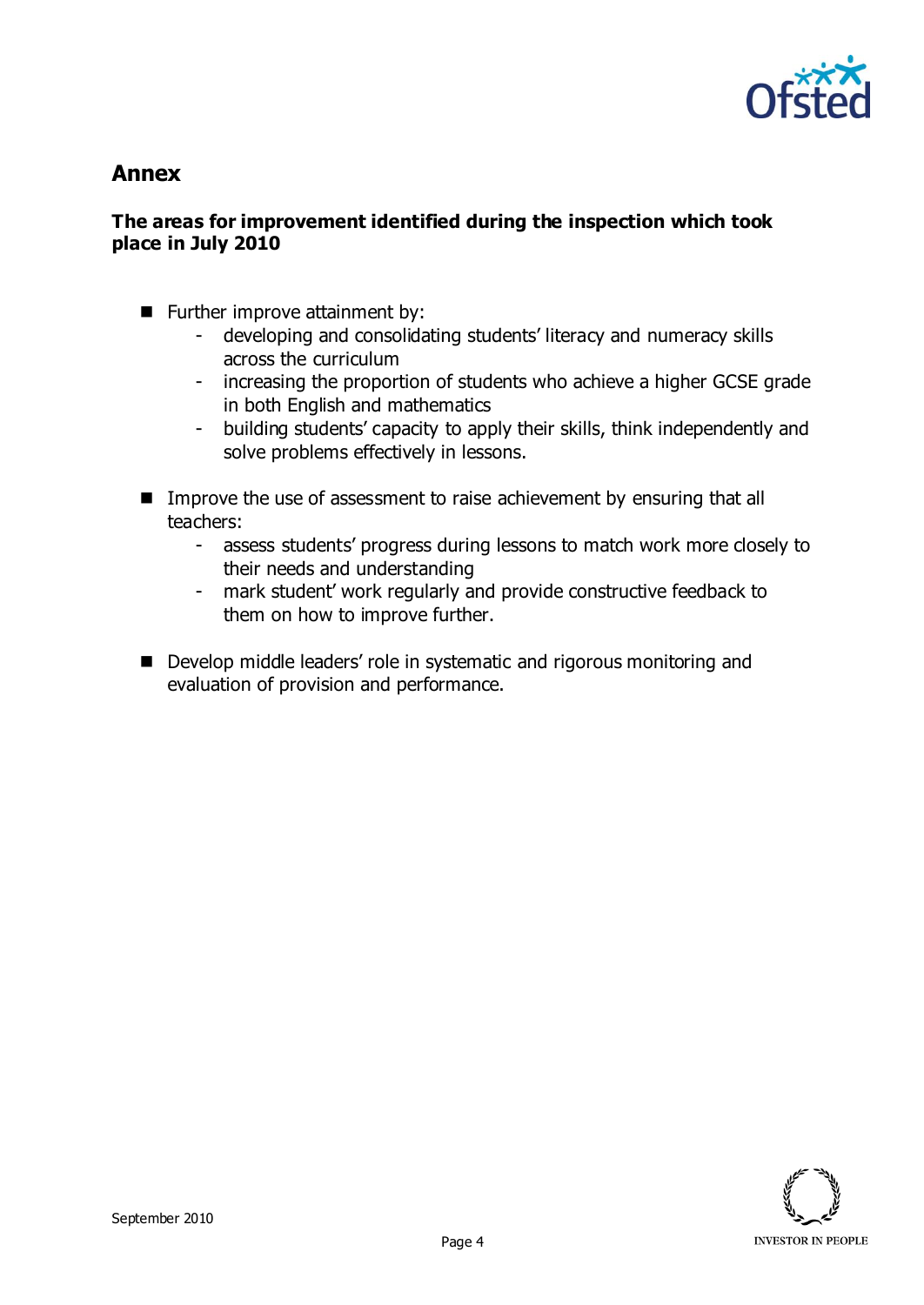## Annex

**The areas for improvement identified during the inspection which took place in July 2010**

- Further improve attainment by:
  - developing and consolidating students' literacy and numeracy skills across the curriculum
  - increasing the proportion of students who achieve a higher GCSE grade in both English and mathematics
  - building students' capacity to apply their skills, think independently and solve problems effectively in lessons.

- Improve the use of assessment to raise achievement by ensuring that all teachers:
  - assess students' progress during lessons to match work more closely to their needs and understanding
  - mark student' work regularly and provide constructive feedback to them on how to improve further.

- Develop middle leaders' role in systematic and rigorous monitoring and evaluation of provision and performance.